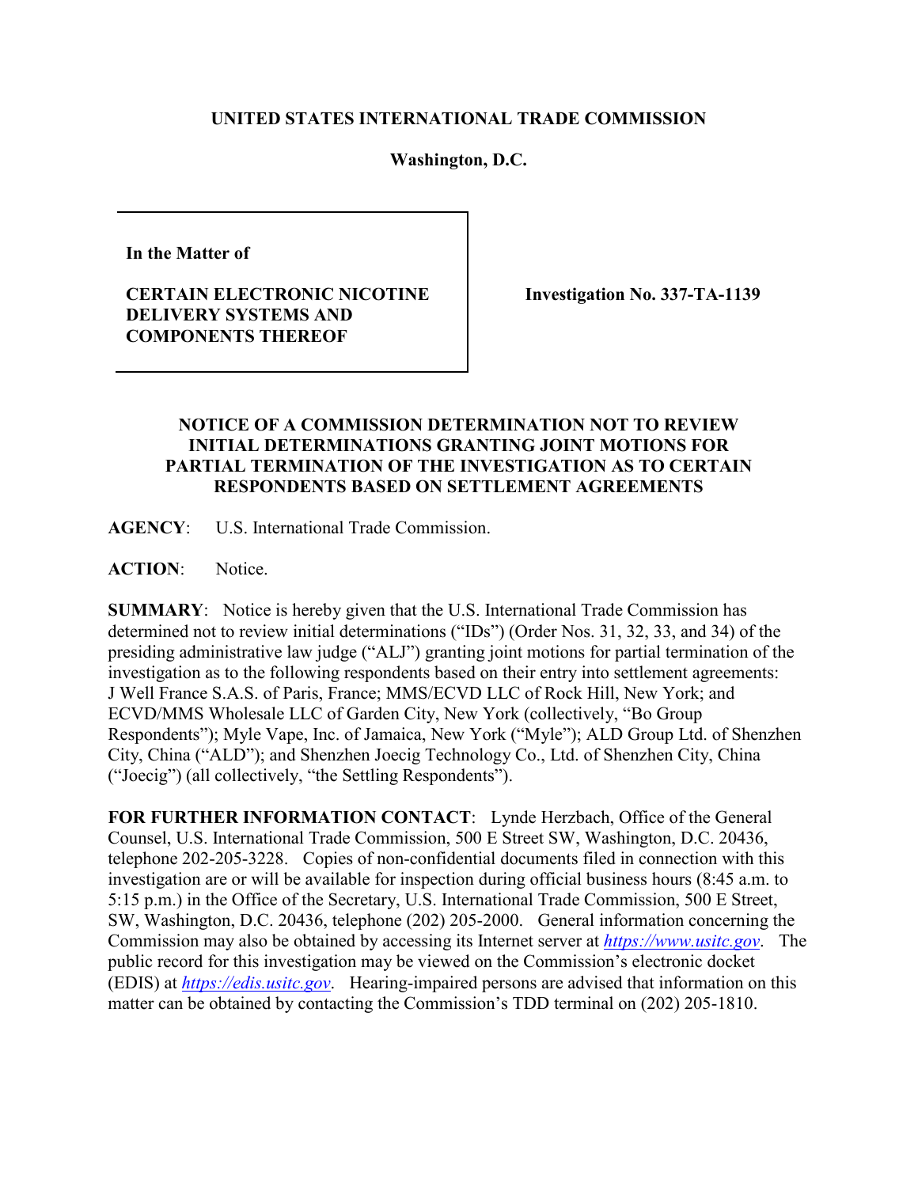**UNITED STATES INTERNATIONAL TRADE COMMISSION**

**Washington, D.C.**

| In the Matter of<br><br>**CERTAIN ELECTRONIC NICOTINE DELIVERY SYSTEMS AND COMPONENTS THEREOF** | **Investigation No. 337-TA-1139** |
|---|---|

## NOTICE OF A COMMISSION DETERMINATION NOT TO REVIEW INITIAL DETERMINATIONS GRANTING JOINT MOTIONS FOR PARTIAL TERMINATION OF THE INVESTIGATION AS TO CERTAIN RESPONDENTS BASED ON SETTLEMENT AGREEMENTS

**AGENCY**: U.S. International Trade Commission.

**ACTION**: Notice.

**SUMMARY**: Notice is hereby given that the U.S. International Trade Commission has determined not to review initial determinations ("IDs") (Order Nos. 31, 32, 33, and 34) of the presiding administrative law judge ("ALJ") granting joint motions for partial termination of the investigation as to the following respondents based on their entry into settlement agreements: J Well France S.A.S. of Paris, France; MMS/ECVD LLC of Rock Hill, New York; and ECVD/MMS Wholesale LLC of Garden City, New York (collectively, "Bo Group Respondents"); Myle Vape, Inc. of Jamaica, New York ("Myle"); ALD Group Ltd. of Shenzhen City, China ("ALD"); and Shenzhen Joecig Technology Co., Ltd. of Shenzhen City, China ("Joecig") (all collectively, "the Settling Respondents").

**FOR FURTHER INFORMATION CONTACT**: Lynde Herzbach, Office of the General Counsel, U.S. International Trade Commission, 500 E Street SW, Washington, D.C. 20436, telephone 202-205-3228. Copies of non-confidential documents filed in connection with this investigation are or will be available for inspection during official business hours (8:45 a.m. to 5:15 p.m.) in the Office of the Secretary, U.S. International Trade Commission, 500 E Street, SW, Washington, D.C. 20436, telephone (202) 205-2000. General information concerning the Commission may also be obtained by accessing its Internet server at *https://www.usitc.gov*. The public record for this investigation may be viewed on the Commission's electronic docket (EDIS) at *https://edis.usitc.gov*. Hearing-impaired persons are advised that information on this matter can be obtained by contacting the Commission's TDD terminal on (202) 205-1810.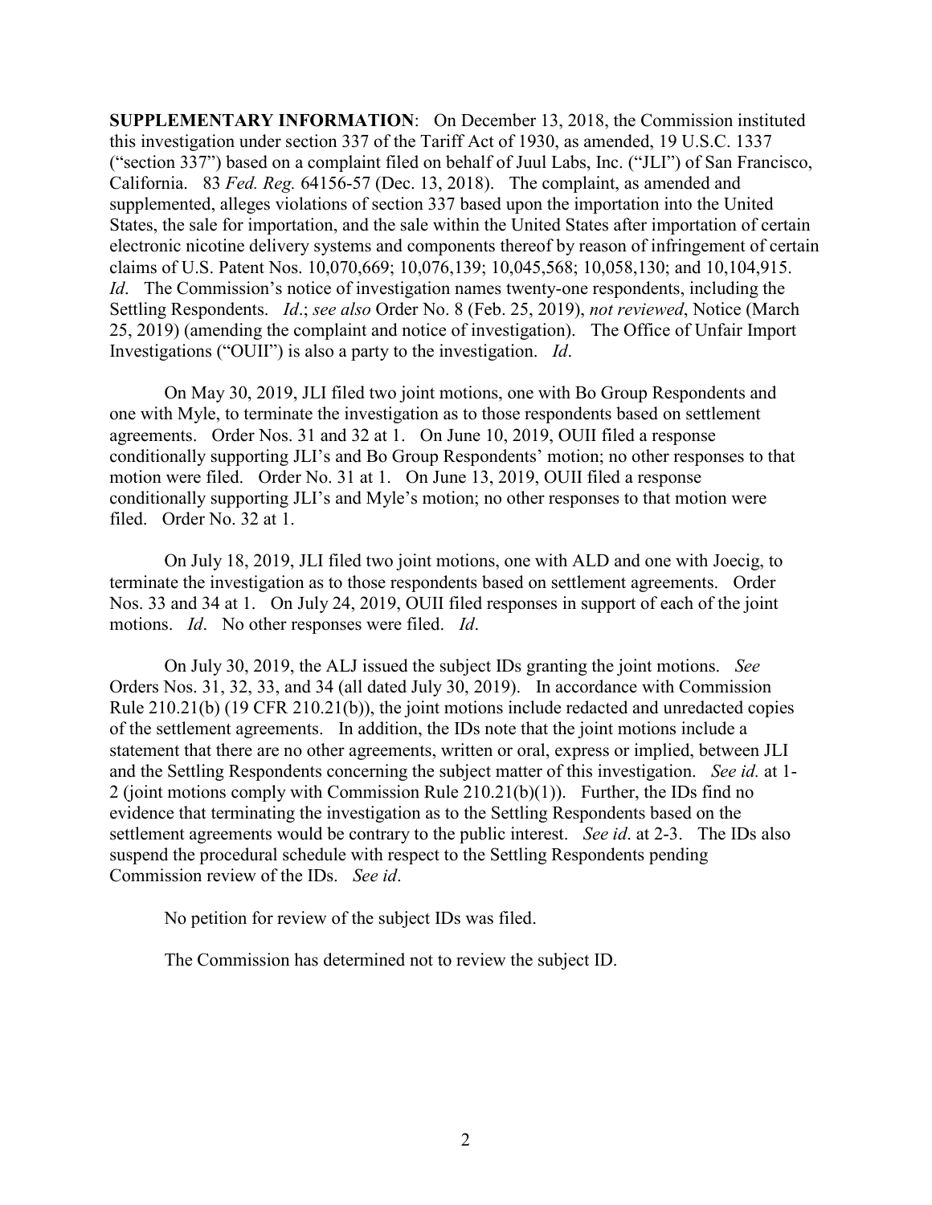**SUPPLEMENTARY INFORMATION**: On December 13, 2018, the Commission instituted this investigation under section 337 of the Tariff Act of 1930, as amended, 19 U.S.C. 1337 ("section 337") based on a complaint filed on behalf of Juul Labs, Inc. ("JLI") of San Francisco, California. 83 *Fed. Reg.* 64156-57 (Dec. 13, 2018). The complaint, as amended and supplemented, alleges violations of section 337 based upon the importation into the United States, the sale for importation, and the sale within the United States after importation of certain electronic nicotine delivery systems and components thereof by reason of infringement of certain claims of U.S. Patent Nos. 10,070,669; 10,076,139; 10,045,568; 10,058,130; and 10,104,915. *Id*. The Commission's notice of investigation names twenty-one respondents, including the Settling Respondents. *Id*.; *see also* Order No. 8 (Feb. 25, 2019), *not reviewed*, Notice (March 25, 2019) (amending the complaint and notice of investigation). The Office of Unfair Import Investigations ("OUII") is also a party to the investigation. *Id*.

On May 30, 2019, JLI filed two joint motions, one with Bo Group Respondents and one with Myle, to terminate the investigation as to those respondents based on settlement agreements. Order Nos. 31 and 32 at 1. On June 10, 2019, OUII filed a response conditionally supporting JLI's and Bo Group Respondents' motion; no other responses to that motion were filed. Order No. 31 at 1. On June 13, 2019, OUII filed a response conditionally supporting JLI's and Myle's motion; no other responses to that motion were filed. Order No. 32 at 1.

On July 18, 2019, JLI filed two joint motions, one with ALD and one with Joecig, to terminate the investigation as to those respondents based on settlement agreements. Order Nos. 33 and 34 at 1. On July 24, 2019, OUII filed responses in support of each of the joint motions. *Id*. No other responses were filed. *Id*.

On July 30, 2019, the ALJ issued the subject IDs granting the joint motions. *See* Orders Nos. 31, 32, 33, and 34 (all dated July 30, 2019). In accordance with Commission Rule 210.21(b) (19 CFR 210.21(b)), the joint motions include redacted and unredacted copies of the settlement agreements. In addition, the IDs note that the joint motions include a statement that there are no other agreements, written or oral, express or implied, between JLI and the Settling Respondents concerning the subject matter of this investigation. *See id.* at 1-2 (joint motions comply with Commission Rule 210.21(b)(1)). Further, the IDs find no evidence that terminating the investigation as to the Settling Respondents based on the settlement agreements would be contrary to the public interest. *See id*. at 2-3. The IDs also suspend the procedural schedule with respect to the Settling Respondents pending Commission review of the IDs. *See id*.

No petition for review of the subject IDs was filed.

The Commission has determined not to review the subject ID.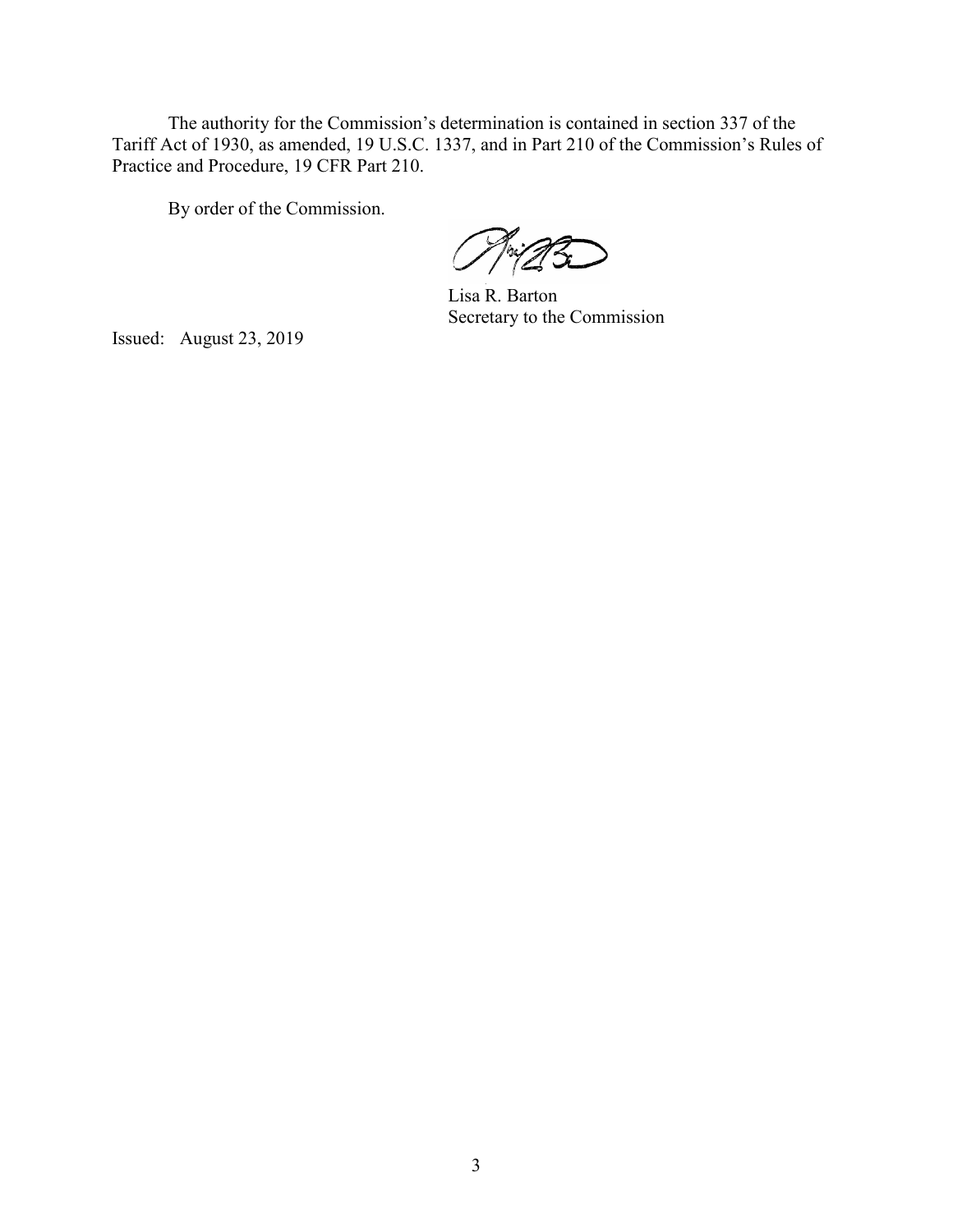The authority for the Commission's determination is contained in section 337 of the Tariff Act of 1930, as amended, 19 U.S.C. 1337, and in Part 210 of the Commission's Rules of Practice and Procedure, 19 CFR Part 210.

By order of the Commission.

Lisa R. Barton
Secretary to the Commission

Issued: August 23, 2019